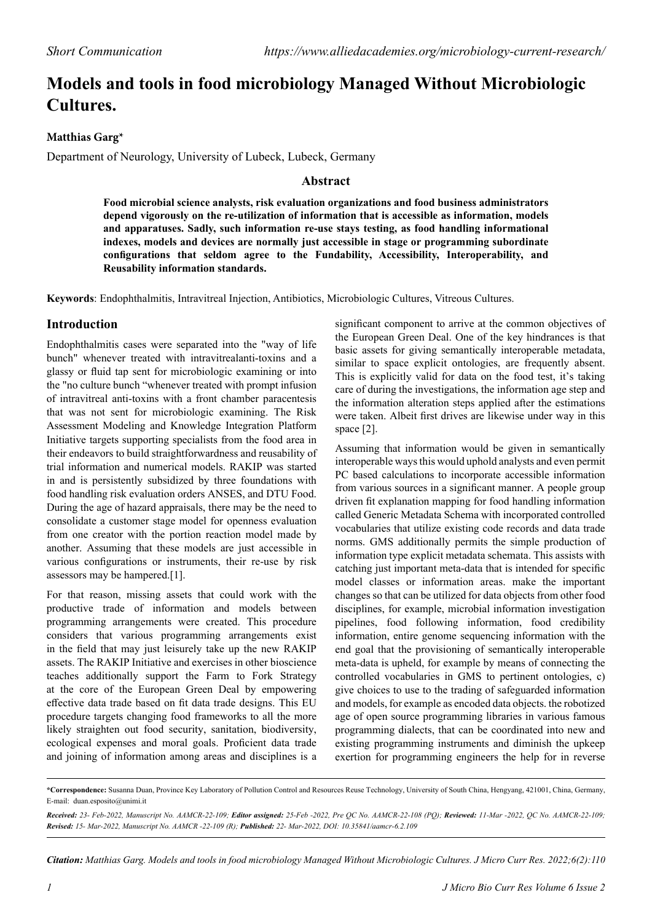*Short Communication* *https://www.alliedacademies.org/microbiology-current-research/*

# Models and tools in food microbiology Managed Without Microbiologic Cultures.

**Matthias Garg***

Department of Neurology, University of Lubeck, Lubeck, Germany

## Abstract

**Food microbial science analysts, risk evaluation organizations and food business administrators depend vigorously on the re-utilization of information that is accessible as information, models and apparatuses. Sadly, such information re-use stays testing, as food handling informational indexes, models and devices are normally just accessible in stage or programming subordinate configurations that seldom agree to the Fundability, Accessibility, Interoperability, and Reusability information standards.**

**Keywords**: Endophthalmitis, Intravitreal Injection, Antibiotics, Microbiologic Cultures, Vitreous Cultures.

## Introduction

Endophthalmitis cases were separated into the "way of life bunch" whenever treated with intravitrealanti-toxins and a glassy or fluid tap sent for microbiologic examining or into the "no culture bunch "whenever treated with prompt infusion of intravitreal anti-toxins with a front chamber paracentesis that was not sent for microbiologic examining. The Risk Assessment Modeling and Knowledge Integration Platform Initiative targets supporting specialists from the food area in their endeavors to build straightforwardness and reusability of trial information and numerical models. RAKIP was started in and is persistently subsidized by three foundations with food handling risk evaluation orders ANSES, and DTU Food. During the age of hazard appraisals, there may be the need to consolidate a customer stage model for openness evaluation from one creator with the portion reaction model made by another. Assuming that these models are just accessible in various configurations or instruments, their re-use by risk assessors may be hampered.[1].

For that reason, missing assets that could work with the productive trade of information and models between programming arrangements were created. This procedure considers that various programming arrangements exist in the field that may just leisurely take up the new RAKIP assets. The RAKIP Initiative and exercises in other bioscience teaches additionally support the Farm to Fork Strategy at the core of the European Green Deal by empowering effective data trade based on fit data trade designs. This EU procedure targets changing food frameworks to all the more likely straighten out food security, sanitation, biodiversity, ecological expenses and moral goals. Proficient data trade and joining of information among areas and disciplines is a significant component to arrive at the common objectives of the European Green Deal. One of the key hindrances is that basic assets for giving semantically interoperable metadata, similar to space explicit ontologies, are frequently absent. This is explicitly valid for data on the food test, it's taking care of during the investigations, the information age step and the information alteration steps applied after the estimations were taken. Albeit first drives are likewise under way in this space [2].

Assuming that information would be given in semantically interoperable ways this would uphold analysts and even permit PC based calculations to incorporate accessible information from various sources in a significant manner. A people group driven fit explanation mapping for food handling information called Generic Metadata Schema with incorporated controlled vocabularies that utilize existing code records and data trade norms. GMS additionally permits the simple production of information type explicit metadata schemata. This assists with catching just important meta-data that is intended for specific model classes or information areas. make the important changes so that can be utilized for data objects from other food disciplines, for example, microbial information investigation pipelines, food following information, food credibility information, entire genome sequencing information with the end goal that the provisioning of semantically interoperable meta-data is upheld, for example by means of connecting the controlled vocabularies in GMS to pertinent ontologies, c) give choices to use to the trading of safeguarded information and models, for example as encoded data objects. the robotized age of open source programming libraries in various famous programming dialects, that can be coordinated into new and existing programming instruments and diminish the upkeep exertion for programming engineers the help for in reverse

---

**\*Correspondence:** Susanna Duan, Province Key Laboratory of Pollution Control and Resources Reuse Technology, University of South China, Hengyang, 421001, China, Germany, E-mail: duan.esposito@unimi.it

***Received:*** *23- Feb-2022, Manuscript No. AAMCR-22-109;* ***Editor assigned:*** *25-Feb -2022, Pre QC No. AAMCR-22-108 (PQ);* ***Reviewed:*** *11-Mar -2022, QC No. AAMCR-22-109;* ***Revised:*** *15- Mar-2022, Manuscript No. AAMCR -22-109 (R);* ***Published:*** *22- Mar-2022, DOI: 10.35841/aamcr-6.2.109*

***Citation:*** *Matthias Garg. Models and tools in food microbiology Managed Without Microbiologic Cultures. J Micro Curr Res. 2022;6(2):110*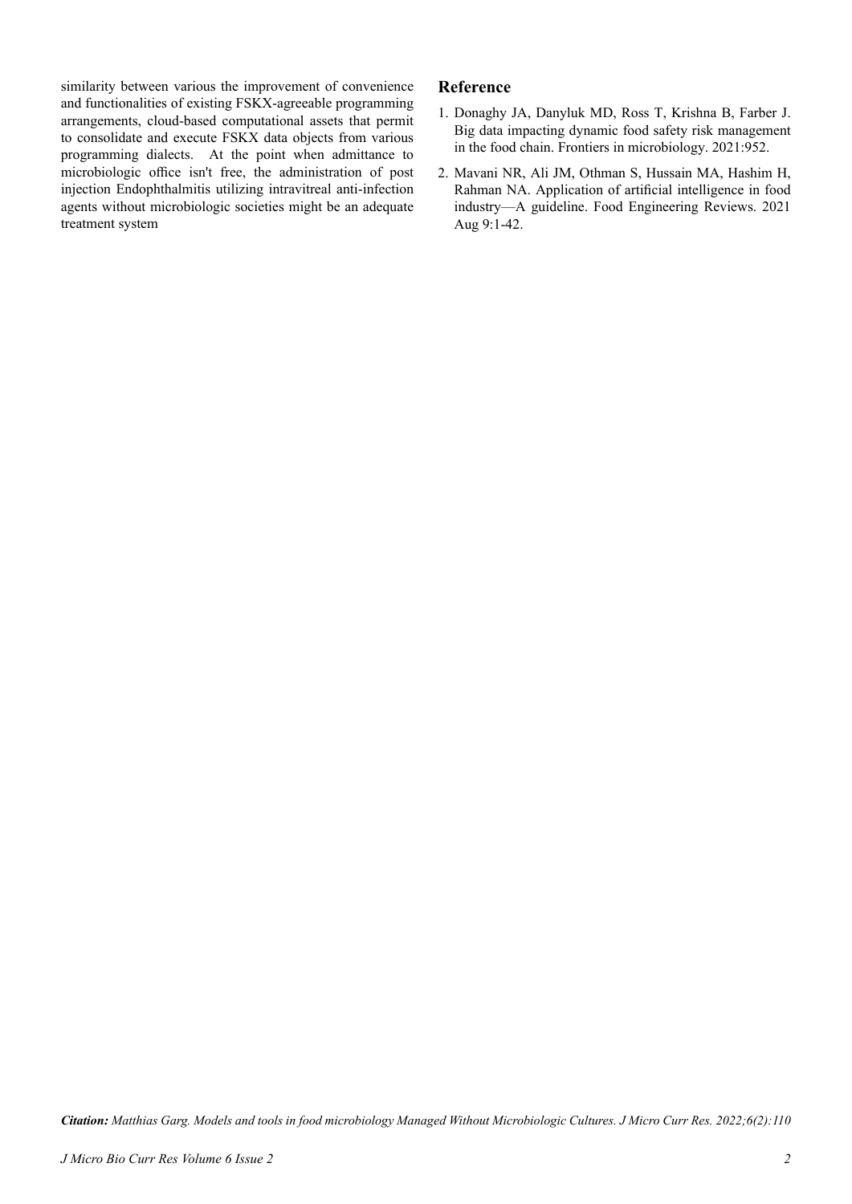similarity between various the improvement of convenience and functionalities of existing FSKX-agreeable programming arrangements, cloud-based computational assets that permit to consolidate and execute FSKX data objects from various programming dialects. At the point when admittance to microbiologic office isn't free, the administration of post injection Endophthalmitis utilizing intravitreal anti-infection agents without microbiologic societies might be an adequate treatment system

## Reference

1. Donaghy JA, Danyluk MD, Ross T, Krishna B, Farber J. Big data impacting dynamic food safety risk management in the food chain. Frontiers in microbiology. 2021:952.
2. Mavani NR, Ali JM, Othman S, Hussain MA, Hashim H, Rahman NA. Application of artificial intelligence in food industry—A guideline. Food Engineering Reviews. 2021 Aug 9:1-42.

***Citation:*** *Matthias Garg. Models and tools in food microbiology Managed Without Microbiologic Cultures. J Micro Curr Res. 2022;6(2):110*